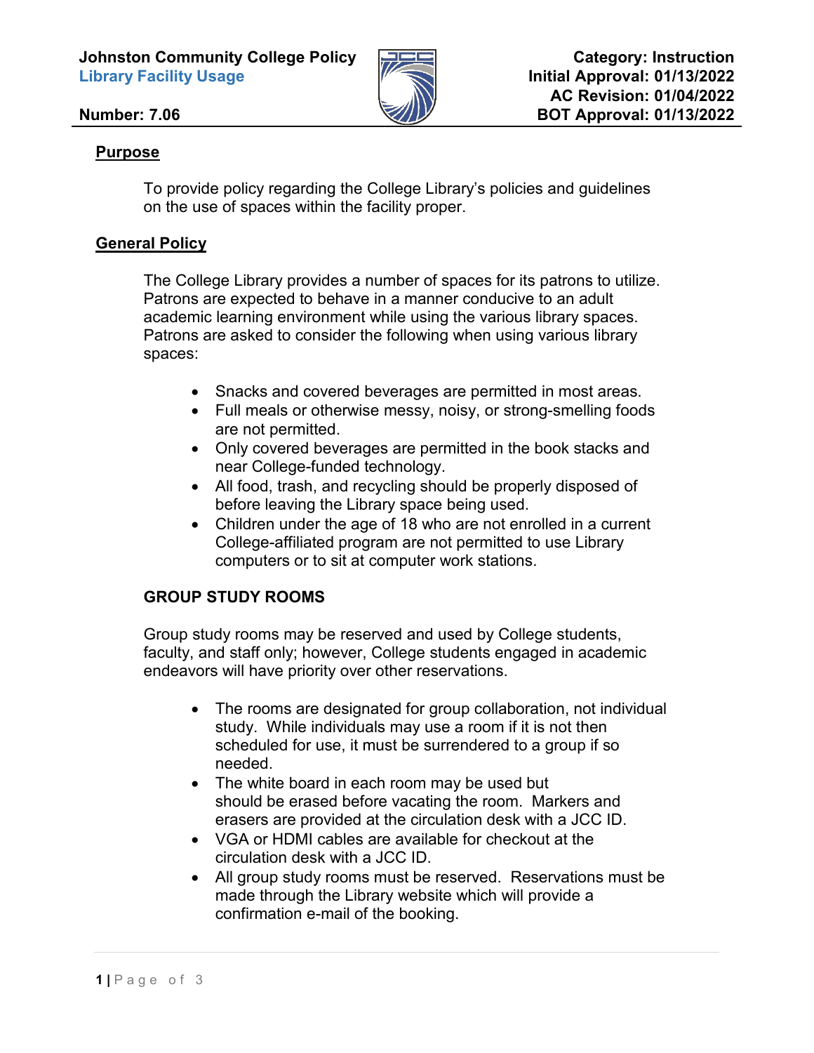**Johnston Community College Policy**
**Library Facility Usage**

**Number: 7.06**

**Category: Instruction**
**Initial Approval: 01/13/2022**
**AC Revision: 01/04/2022**
**BOT Approval: 01/13/2022**

## Purpose

To provide policy regarding the College Library's policies and guidelines on the use of spaces within the facility proper.

## General Policy

The College Library provides a number of spaces for its patrons to utilize. Patrons are expected to behave in a manner conducive to an adult academic learning environment while using the various library spaces. Patrons are asked to consider the following when using various library spaces:

- Snacks and covered beverages are permitted in most areas.
- Full meals or otherwise messy, noisy, or strong-smelling foods are not permitted.
- Only covered beverages are permitted in the book stacks and near College-funded technology.
- All food, trash, and recycling should be properly disposed of before leaving the Library space being used.
- Children under the age of 18 who are not enrolled in a current College-affiliated program are not permitted to use Library computers or to sit at computer work stations.

### GROUP STUDY ROOMS

Group study rooms may be reserved and used by College students, faculty, and staff only; however, College students engaged in academic endeavors will have priority over other reservations.

- The rooms are designated for group collaboration, not individual study. While individuals may use a room if it is not then scheduled for use, it must be surrendered to a group if so needed.
- The white board in each room may be used but should be erased before vacating the room. Markers and erasers are provided at the circulation desk with a JCC ID.
- VGA or HDMI cables are available for checkout at the circulation desk with a JCC ID.
- All group study rooms must be reserved. Reservations must be made through the Library website which will provide a confirmation e-mail of the booking.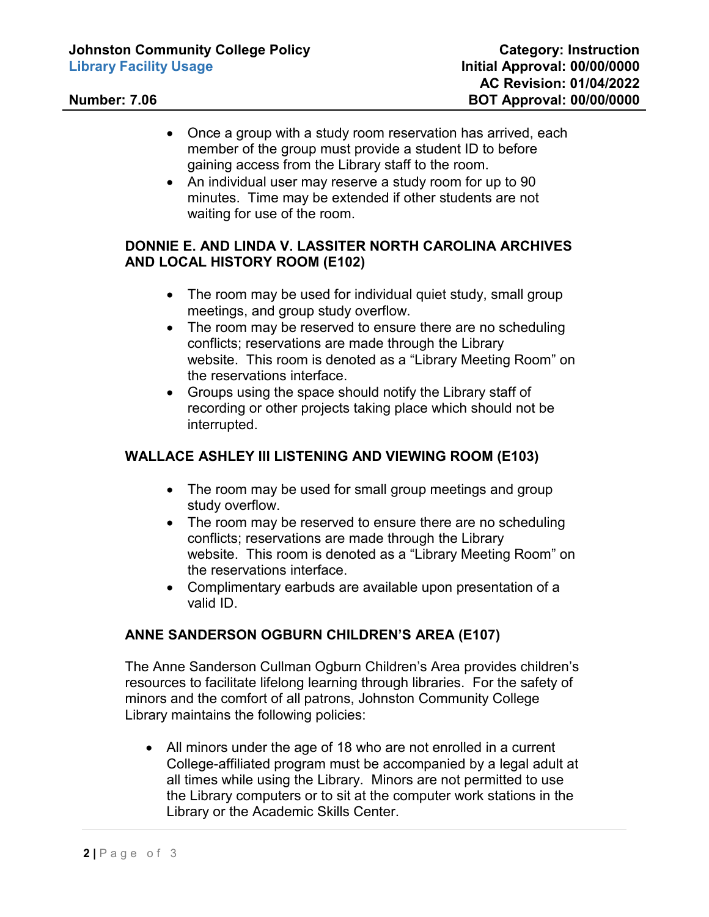- Once a group with a study room reservation has arrived, each member of the group must provide a student ID to before gaining access from the Library staff to the room.
- An individual user may reserve a study room for up to 90 minutes. Time may be extended if other students are not waiting for use of the room.

### DONNIE E. AND LINDA V. LASSITER NORTH CAROLINA ARCHIVES AND LOCAL HISTORY ROOM (E102)

- The room may be used for individual quiet study, small group meetings, and group study overflow.
- The room may be reserved to ensure there are no scheduling conflicts; reservations are made through the Library website. This room is denoted as a “Library Meeting Room” on the reservations interface.
- Groups using the space should notify the Library staff of recording or other projects taking place which should not be interrupted.

### WALLACE ASHLEY III LISTENING AND VIEWING ROOM (E103)

- The room may be used for small group meetings and group study overflow.
- The room may be reserved to ensure there are no scheduling conflicts; reservations are made through the Library website. This room is denoted as a “Library Meeting Room” on the reservations interface.
- Complimentary earbuds are available upon presentation of a valid ID.

### ANNE SANDERSON OGBURN CHILDREN’S AREA (E107)

The Anne Sanderson Cullman Ogburn Children’s Area provides children’s resources to facilitate lifelong learning through libraries. For the safety of minors and the comfort of all patrons, Johnston Community College Library maintains the following policies:

- All minors under the age of 18 who are not enrolled in a current College-affiliated program must be accompanied by a legal adult at all times while using the Library. Minors are not permitted to use the Library computers or to sit at the computer work stations in the Library or the Academic Skills Center.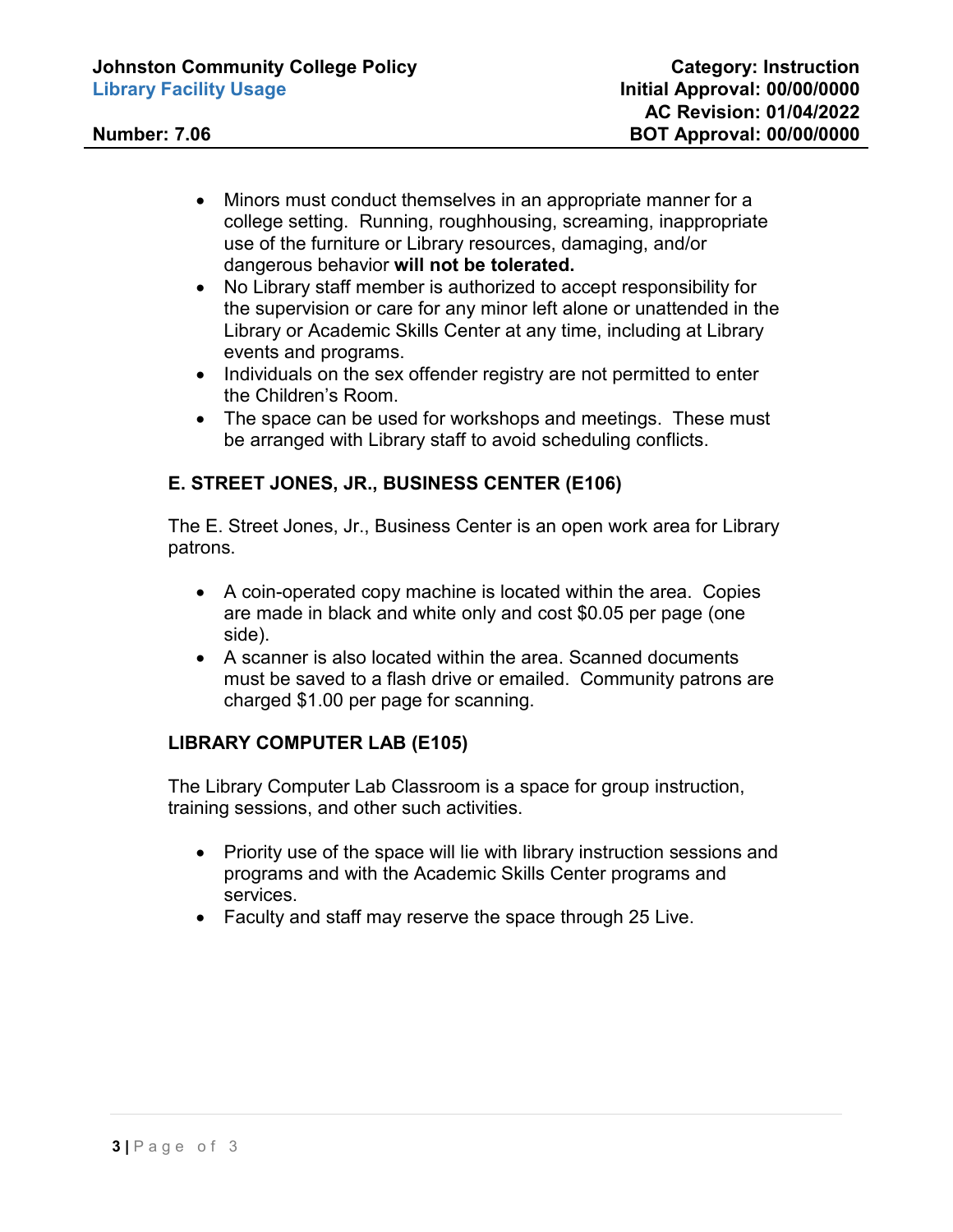- Minors must conduct themselves in an appropriate manner for a college setting. Running, roughhousing, screaming, inappropriate use of the furniture or Library resources, damaging, and/or dangerous behavior **will not be tolerated.**
- No Library staff member is authorized to accept responsibility for the supervision or care for any minor left alone or unattended in the Library or Academic Skills Center at any time, including at Library events and programs.
- Individuals on the sex offender registry are not permitted to enter the Children's Room.
- The space can be used for workshops and meetings. These must be arranged with Library staff to avoid scheduling conflicts.

### E. STREET JONES, JR., BUSINESS CENTER (E106)

The E. Street Jones, Jr., Business Center is an open work area for Library patrons.

- A coin-operated copy machine is located within the area. Copies are made in black and white only and cost $0.05 per page (one side).
- A scanner is also located within the area. Scanned documents must be saved to a flash drive or emailed. Community patrons are charged $1.00 per page for scanning.

### LIBRARY COMPUTER LAB (E105)

The Library Computer Lab Classroom is a space for group instruction, training sessions, and other such activities.

- Priority use of the space will lie with library instruction sessions and programs and with the Academic Skills Center programs and services.
- Faculty and staff may reserve the space through 25 Live.